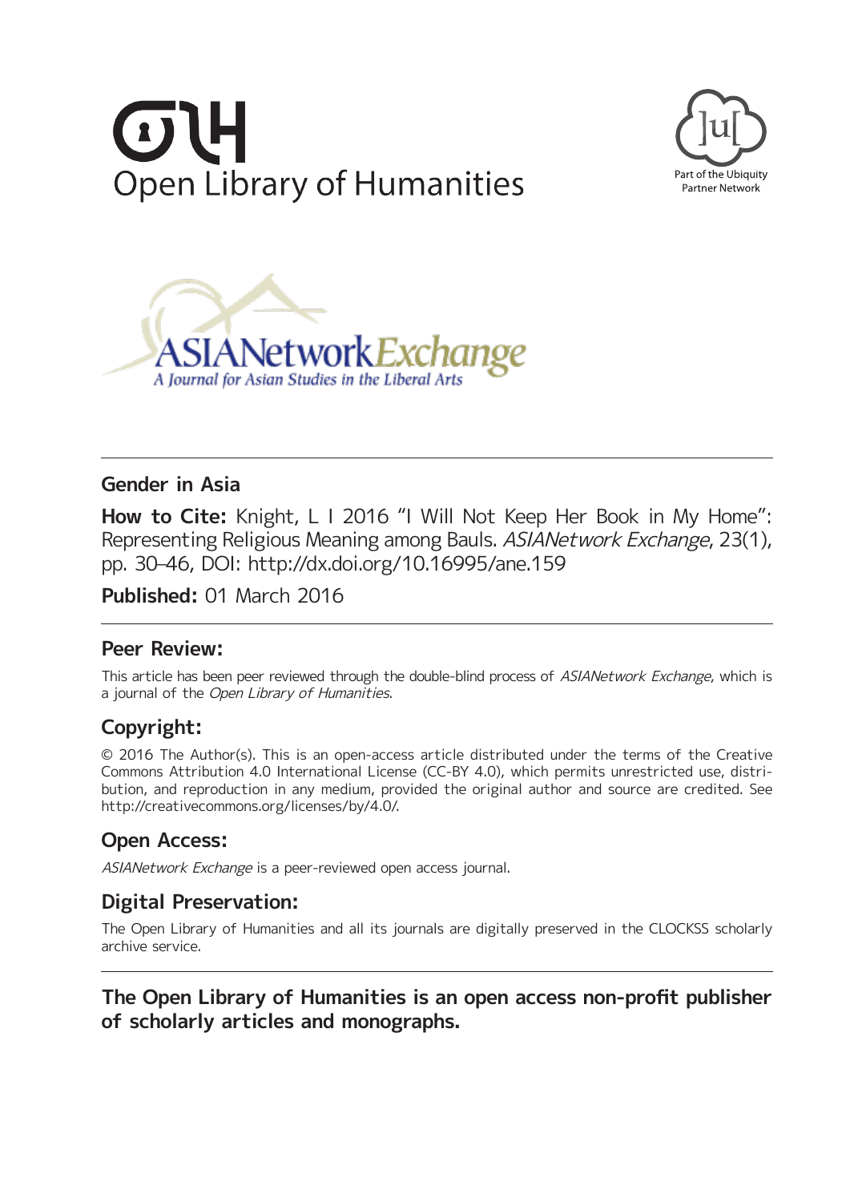Open Library of Humanities

Part of the Ubiquity Partner Network

ASIANetwork Exchange

*A Journal for Asian Studies in the Liberal Arts*

---

## Gender in Asia

**How to Cite:** Knight, L I 2016 "I Will Not Keep Her Book in My Home": Representing Religious Meaning among Bauls. *ASIANetwork Exchange*, 23(1), pp. 30–46, DOI: http://dx.doi.org/10.16995/ane.159

**Published:** 01 March 2016

---

## Peer Review:

This article has been peer reviewed through the double-blind process of *ASIANetwork Exchange*, which is a journal of the *Open Library of Humanities*.

## Copyright:

© 2016 The Author(s). This is an open-access article distributed under the terms of the Creative Commons Attribution 4.0 International License (CC-BY 4.0), which permits unrestricted use, distribution, and reproduction in any medium, provided the original author and source are credited. See http://creativecommons.org/licenses/by/4.0/.

## Open Access:

*ASIANetwork Exchange* is a peer-reviewed open access journal.

## Digital Preservation:

The Open Library of Humanities and all its journals are digitally preserved in the CLOCKSS scholarly archive service.

---

**The Open Library of Humanities is an open access non-profit publisher of scholarly articles and monographs.**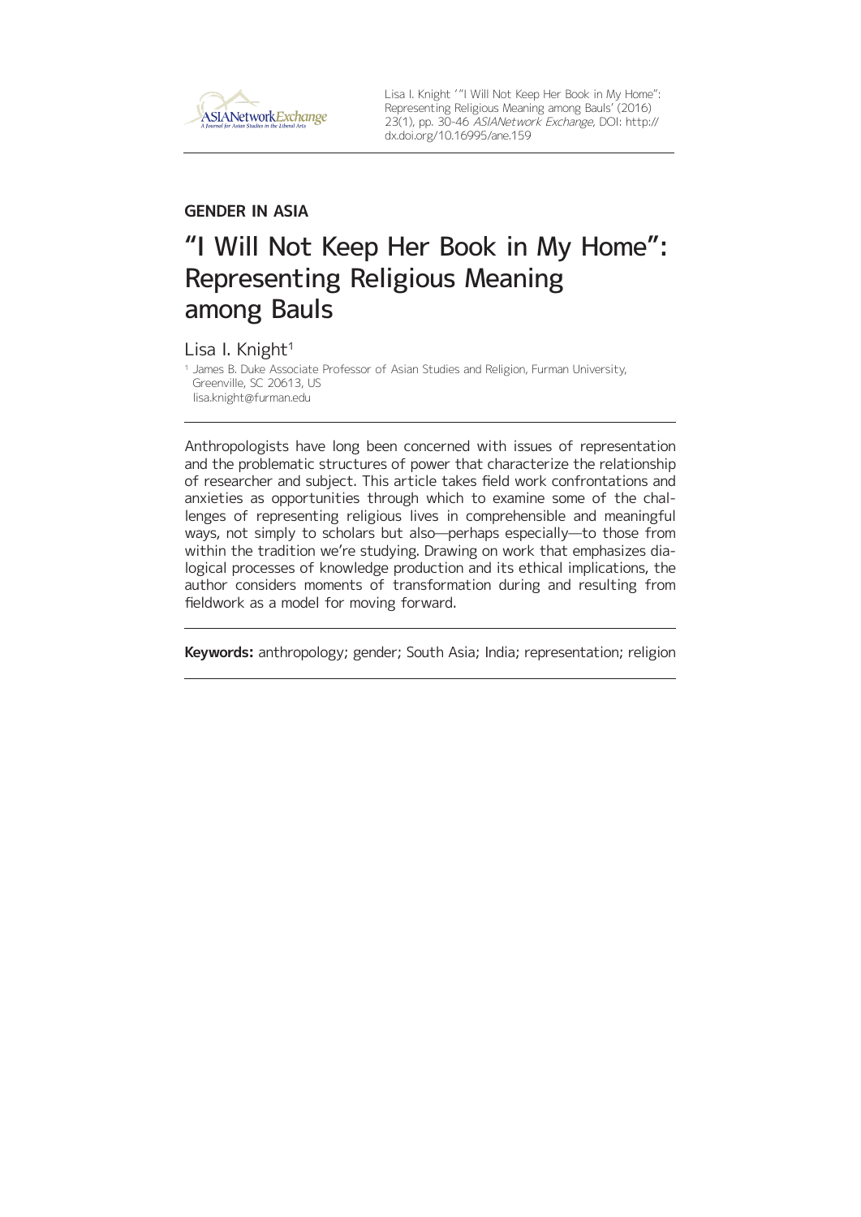## GENDER IN ASIA

# "I Will Not Keep Her Book in My Home": Representing Religious Meaning among Bauls

Lisa I. Knight[1]

[1] James B. Duke Associate Professor of Asian Studies and Religion, Furman University, Greenville, SC 20613, US
lisa.knight@furman.edu

---

Anthropologists have long been concerned with issues of representation and the problematic structures of power that characterize the relationship of researcher and subject. This article takes field work confrontations and anxieties as opportunities through which to examine some of the challenges of representing religious lives in comprehensible and meaningful ways, not simply to scholars but also—perhaps especially—to those from within the tradition we're studying. Drawing on work that emphasizes dialogical processes of knowledge production and its ethical implications, the author considers moments of transformation during and resulting from fieldwork as a model for moving forward.

---

**Keywords:** anthropology; gender; South Asia; India; representation; religion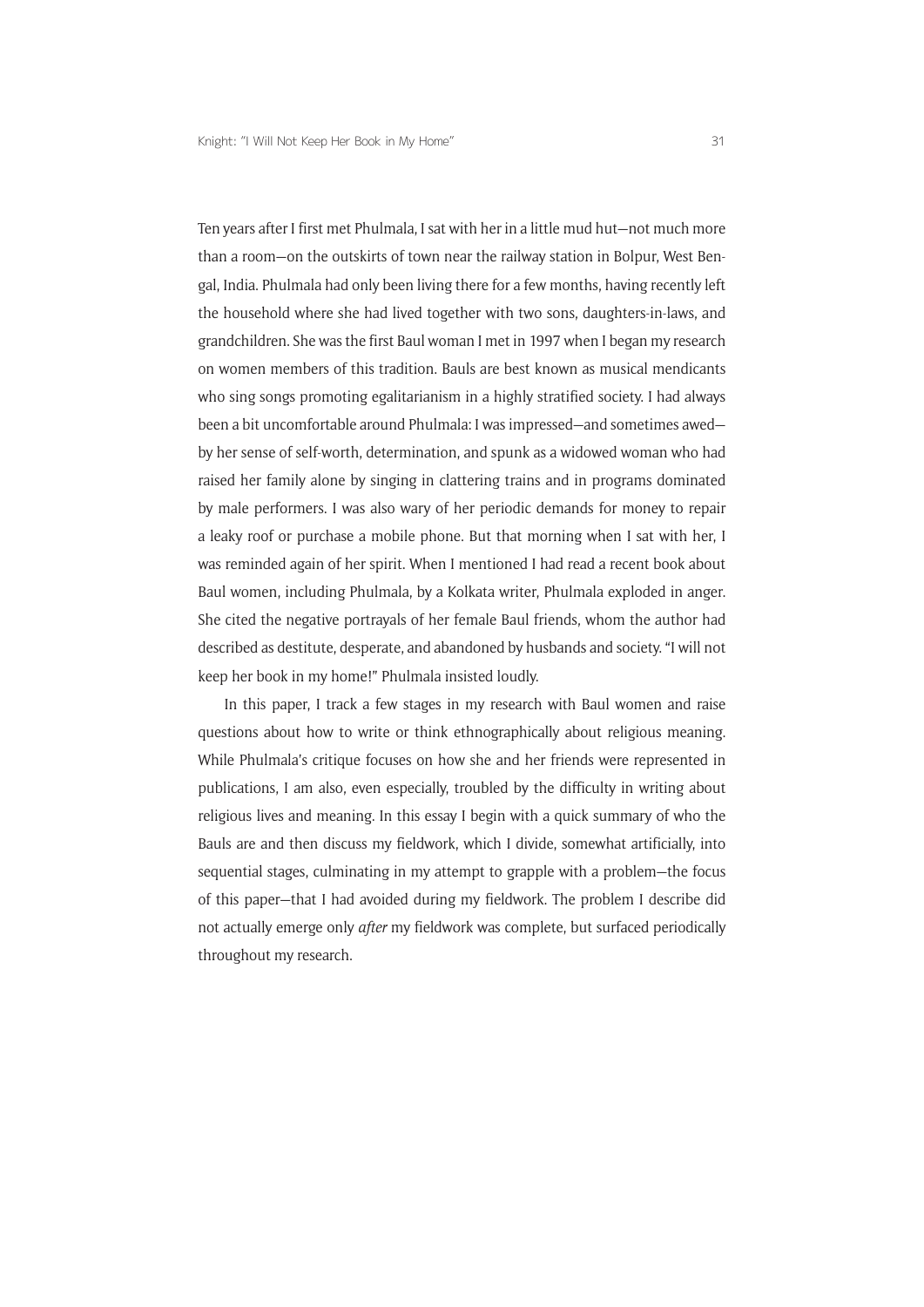Ten years after I first met Phulmala, I sat with her in a little mud hut—not much more than a room—on the outskirts of town near the railway station in Bolpur, West Bengal, India. Phulmala had only been living there for a few months, having recently left the household where she had lived together with two sons, daughters-in-laws, and grandchildren. She was the first Baul woman I met in 1997 when I began my research on women members of this tradition. Bauls are best known as musical mendicants who sing songs promoting egalitarianism in a highly stratified society. I had always been a bit uncomfortable around Phulmala: I was impressed—and sometimes awed—by her sense of self-worth, determination, and spunk as a widowed woman who had raised her family alone by singing in clattering trains and in programs dominated by male performers. I was also wary of her periodic demands for money to repair a leaky roof or purchase a mobile phone. But that morning when I sat with her, I was reminded again of her spirit. When I mentioned I had read a recent book about Baul women, including Phulmala, by a Kolkata writer, Phulmala exploded in anger. She cited the negative portrayals of her female Baul friends, whom the author had described as destitute, desperate, and abandoned by husbands and society. "I will not keep her book in my home!" Phulmala insisted loudly.

In this paper, I track a few stages in my research with Baul women and raise questions about how to write or think ethnographically about religious meaning. While Phulmala's critique focuses on how she and her friends were represented in publications, I am also, even especially, troubled by the difficulty in writing about religious lives and meaning. In this essay I begin with a quick summary of who the Bauls are and then discuss my fieldwork, which I divide, somewhat artificially, into sequential stages, culminating in my attempt to grapple with a problem—the focus of this paper—that I had avoided during my fieldwork. The problem I describe did not actually emerge only *after* my fieldwork was complete, but surfaced periodically throughout my research.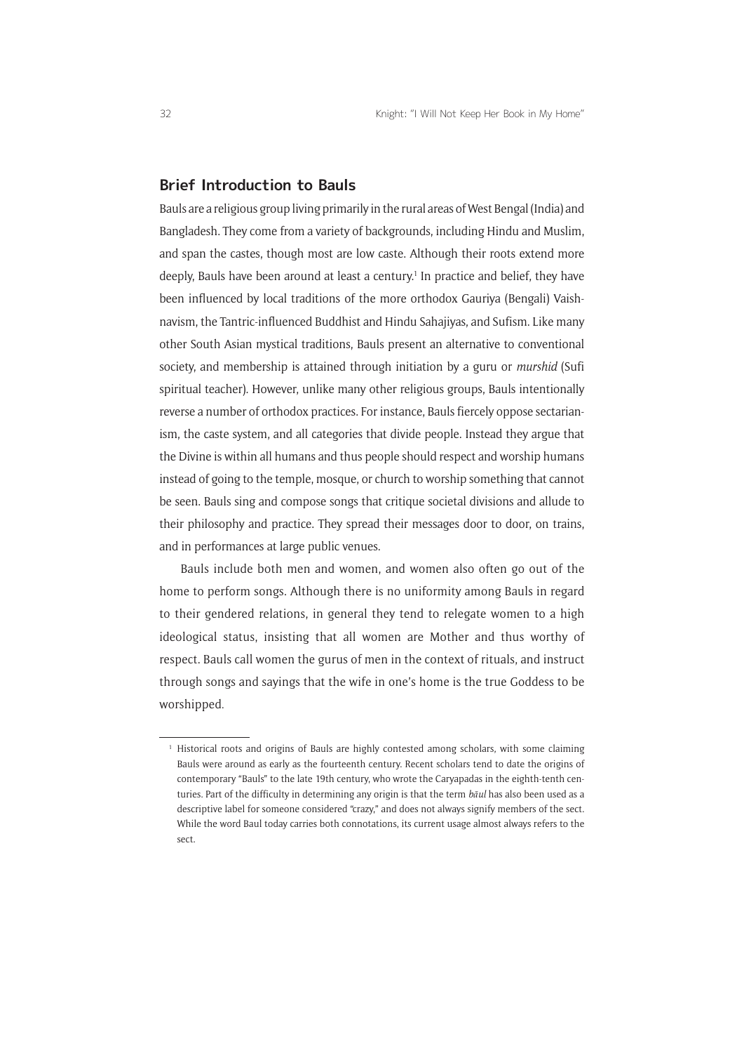## Brief Introduction to Bauls

Bauls are a religious group living primarily in the rural areas of West Bengal (India) and Bangladesh. They come from a variety of backgrounds, including Hindu and Muslim, and span the castes, though most are low caste. Although their roots extend more deeply, Bauls have been around at least a century.[1] In practice and belief, they have been influenced by local traditions of the more orthodox Gauriya (Bengali) Vaishnavism, the Tantric-influenced Buddhist and Hindu Sahajiyas, and Sufism. Like many other South Asian mystical traditions, Bauls present an alternative to conventional society, and membership is attained through initiation by a guru or *murshid* (Sufi spiritual teacher). However, unlike many other religious groups, Bauls intentionally reverse a number of orthodox practices. For instance, Bauls fiercely oppose sectarianism, the caste system, and all categories that divide people. Instead they argue that the Divine is within all humans and thus people should respect and worship humans instead of going to the temple, mosque, or church to worship something that cannot be seen. Bauls sing and compose songs that critique societal divisions and allude to their philosophy and practice. They spread their messages door to door, on trains, and in performances at large public venues.

Bauls include both men and women, and women also often go out of the home to perform songs. Although there is no uniformity among Bauls in regard to their gendered relations, in general they tend to relegate women to a high ideological status, insisting that all women are Mother and thus worthy of respect. Bauls call women the gurus of men in the context of rituals, and instruct through songs and sayings that the wife in one's home is the true Goddess to be worshipped.

[1] Historical roots and origins of Bauls are highly contested among scholars, with some claiming Bauls were around as early as the fourteenth century. Recent scholars tend to date the origins of contemporary "Bauls" to the late 19th century, who wrote the Caryapadas in the eighth-tenth centuries. Part of the difficulty in determining any origin is that the term *bāul* has also been used as a descriptive label for someone considered "crazy," and does not always signify members of the sect. While the word Baul today carries both connotations, its current usage almost always refers to the sect.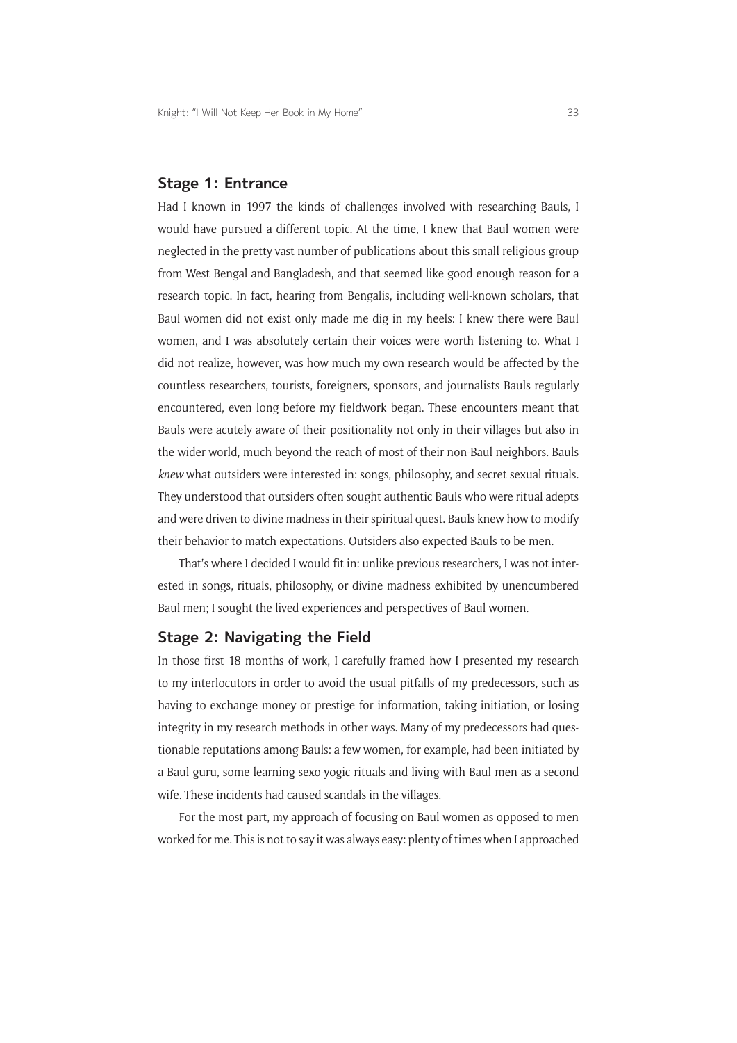## Stage 1: Entrance

Had I known in 1997 the kinds of challenges involved with researching Bauls, I would have pursued a different topic. At the time, I knew that Baul women were neglected in the pretty vast number of publications about this small religious group from West Bengal and Bangladesh, and that seemed like good enough reason for a research topic. In fact, hearing from Bengalis, including well-known scholars, that Baul women did not exist only made me dig in my heels: I knew there were Baul women, and I was absolutely certain their voices were worth listening to. What I did not realize, however, was how much my own research would be affected by the countless researchers, tourists, foreigners, sponsors, and journalists Bauls regularly encountered, even long before my fieldwork began. These encounters meant that Bauls were acutely aware of their positionality not only in their villages but also in the wider world, much beyond the reach of most of their non-Baul neighbors. Bauls *knew* what outsiders were interested in: songs, philosophy, and secret sexual rituals. They understood that outsiders often sought authentic Bauls who were ritual adepts and were driven to divine madness in their spiritual quest. Bauls knew how to modify their behavior to match expectations. Outsiders also expected Bauls to be men.

That's where I decided I would fit in: unlike previous researchers, I was not interested in songs, rituals, philosophy, or divine madness exhibited by unencumbered Baul men; I sought the lived experiences and perspectives of Baul women.

## Stage 2: Navigating the Field

In those first 18 months of work, I carefully framed how I presented my research to my interlocutors in order to avoid the usual pitfalls of my predecessors, such as having to exchange money or prestige for information, taking initiation, or losing integrity in my research methods in other ways. Many of my predecessors had questionable reputations among Bauls: a few women, for example, had been initiated by a Baul guru, some learning sexo-yogic rituals and living with Baul men as a second wife. These incidents had caused scandals in the villages.

For the most part, my approach of focusing on Baul women as opposed to men worked for me. This is not to say it was always easy: plenty of times when I approached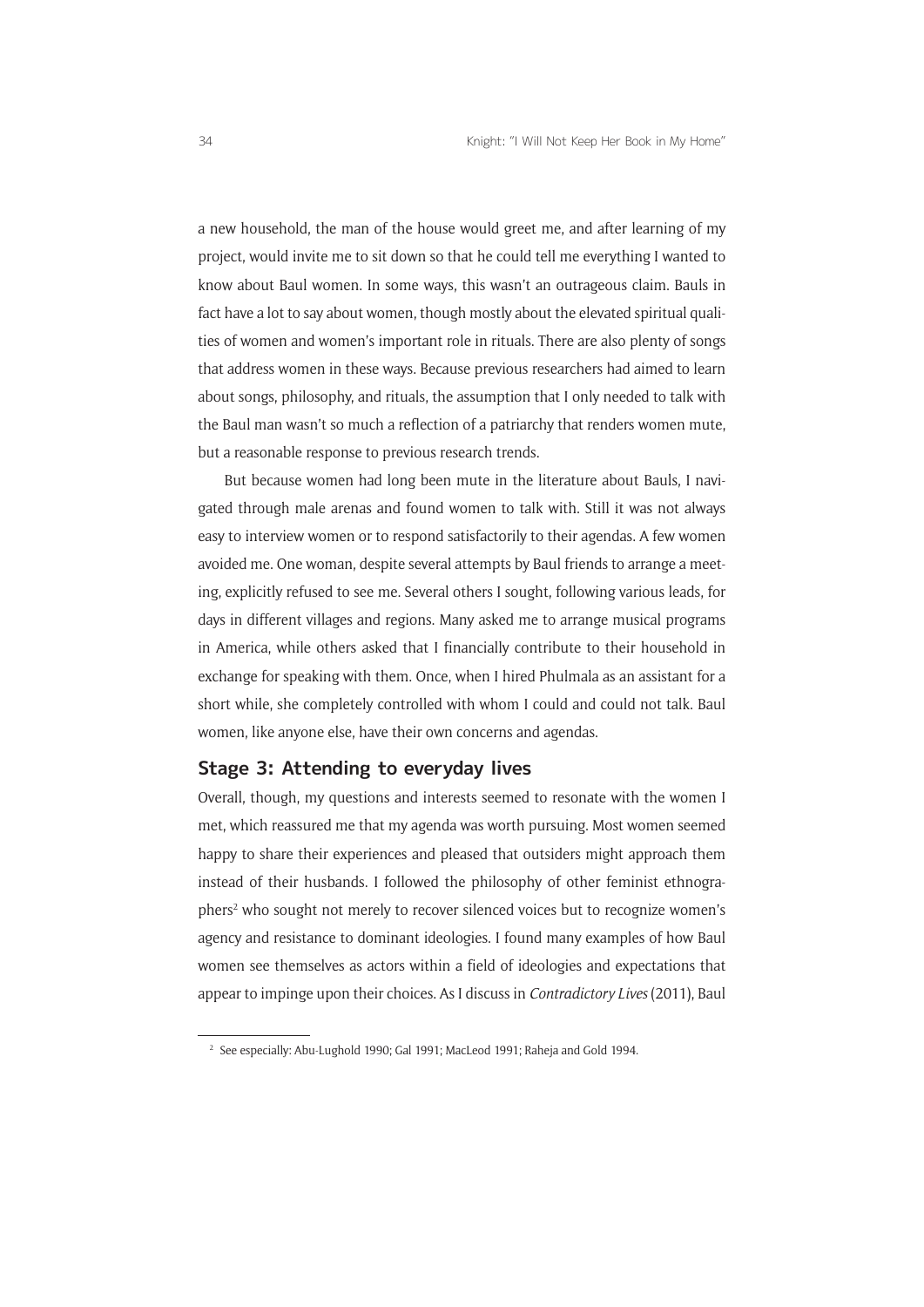a new household, the man of the house would greet me, and after learning of my project, would invite me to sit down so that he could tell me everything I wanted to know about Baul women. In some ways, this wasn't an outrageous claim. Bauls in fact have a lot to say about women, though mostly about the elevated spiritual qualities of women and women's important role in rituals. There are also plenty of songs that address women in these ways. Because previous researchers had aimed to learn about songs, philosophy, and rituals, the assumption that I only needed to talk with the Baul man wasn't so much a reflection of a patriarchy that renders women mute, but a reasonable response to previous research trends.

But because women had long been mute in the literature about Bauls, I navigated through male arenas and found women to talk with. Still it was not always easy to interview women or to respond satisfactorily to their agendas. A few women avoided me. One woman, despite several attempts by Baul friends to arrange a meeting, explicitly refused to see me. Several others I sought, following various leads, for days in different villages and regions. Many asked me to arrange musical programs in America, while others asked that I financially contribute to their household in exchange for speaking with them. Once, when I hired Phulmala as an assistant for a short while, she completely controlled with whom I could and could not talk. Baul women, like anyone else, have their own concerns and agendas.

## Stage 3: Attending to everyday lives

Overall, though, my questions and interests seemed to resonate with the women I met, which reassured me that my agenda was worth pursuing. Most women seemed happy to share their experiences and pleased that outsiders might approach them instead of their husbands. I followed the philosophy of other feminist ethnographers[2] who sought not merely to recover silenced voices but to recognize women's agency and resistance to dominant ideologies. I found many examples of how Baul women see themselves as actors within a field of ideologies and expectations that appear to impinge upon their choices. As I discuss in *Contradictory Lives* (2011), Baul

[2] See especially: Abu-Lughold 1990; Gal 1991; MacLeod 1991; Raheja and Gold 1994.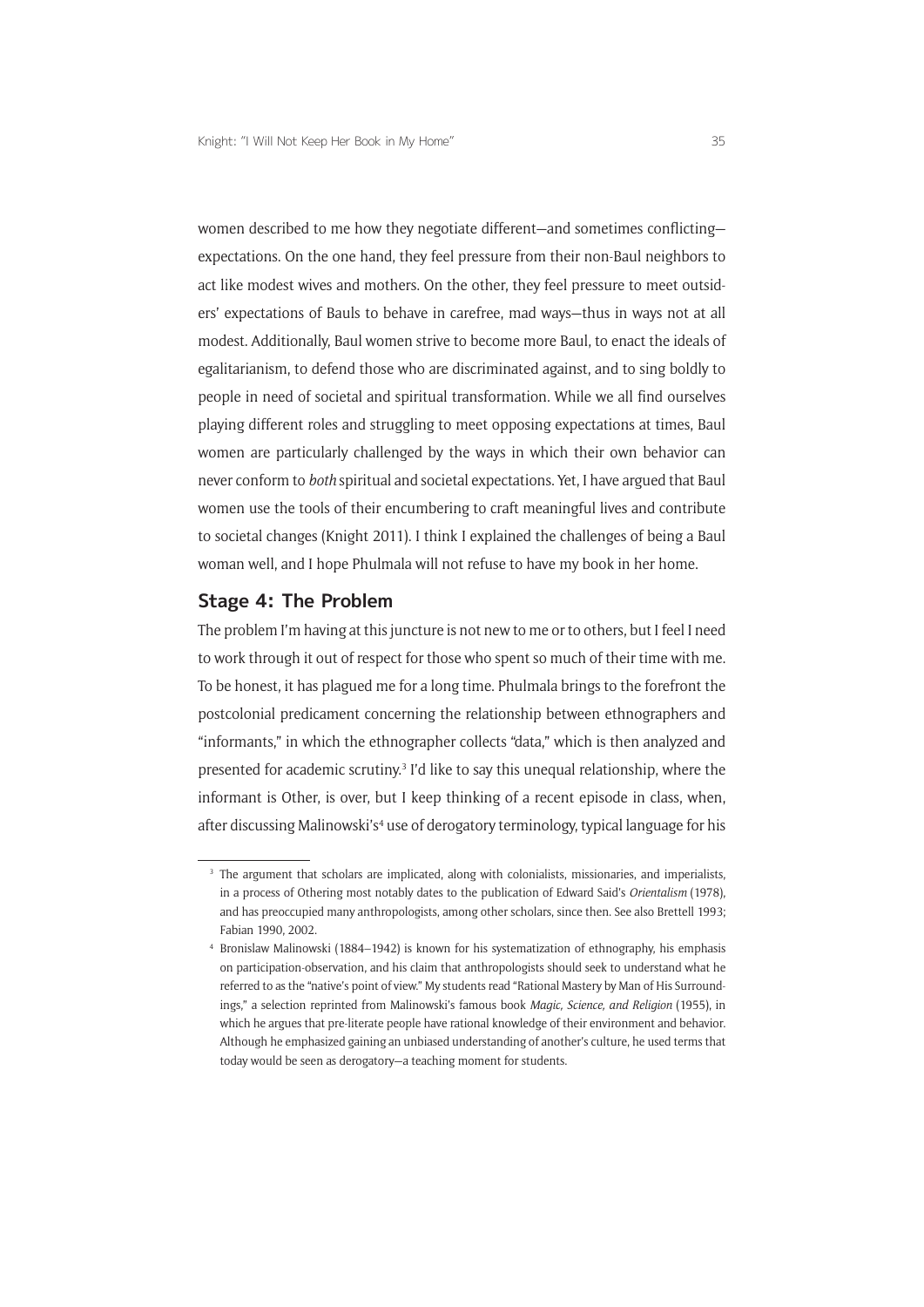women described to me how they negotiate different—and sometimes conflicting—expectations. On the one hand, they feel pressure from their non-Baul neighbors to act like modest wives and mothers. On the other, they feel pressure to meet outsiders' expectations of Bauls to behave in carefree, mad ways—thus in ways not at all modest. Additionally, Baul women strive to become more Baul, to enact the ideals of egalitarianism, to defend those who are discriminated against, and to sing boldly to people in need of societal and spiritual transformation. While we all find ourselves playing different roles and struggling to meet opposing expectations at times, Baul women are particularly challenged by the ways in which their own behavior can never conform to *both* spiritual and societal expectations. Yet, I have argued that Baul women use the tools of their encumbering to craft meaningful lives and contribute to societal changes (Knight 2011). I think I explained the challenges of being a Baul woman well, and I hope Phulmala will not refuse to have my book in her home.

## Stage 4: The Problem

The problem I'm having at this juncture is not new to me or to others, but I feel I need to work through it out of respect for those who spent so much of their time with me. To be honest, it has plagued me for a long time. Phulmala brings to the forefront the postcolonial predicament concerning the relationship between ethnographers and "informants," in which the ethnographer collects "data," which is then analyzed and presented for academic scrutiny.[3] I'd like to say this unequal relationship, where the informant is Other, is over, but I keep thinking of a recent episode in class, when, after discussing Malinowski's[4] use of derogatory terminology, typical language for his

[3] The argument that scholars are implicated, along with colonialists, missionaries, and imperialists, in a process of Othering most notably dates to the publication of Edward Said's *Orientalism* (1978), and has preoccupied many anthropologists, among other scholars, since then. See also Brettell 1993; Fabian 1990, 2002.

[4] Bronislaw Malinowski (1884–1942) is known for his systematization of ethnography, his emphasis on participation-observation, and his claim that anthropologists should seek to understand what he referred to as the "native's point of view." My students read "Rational Mastery by Man of His Surroundings," a selection reprinted from Malinowski's famous book *Magic, Science, and Religion* (1955), in which he argues that pre-literate people have rational knowledge of their environment and behavior. Although he emphasized gaining an unbiased understanding of another's culture, he used terms that today would be seen as derogatory—a teaching moment for students.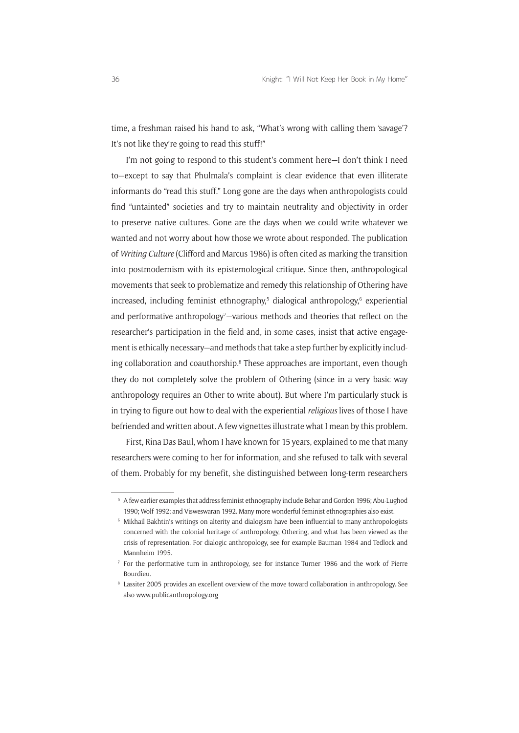time, a freshman raised his hand to ask, "What's wrong with calling them 'savage'? It's not like they're going to read this stuff!"

I'm not going to respond to this student's comment here—I don't think I need to—except to say that Phulmala's complaint is clear evidence that even illiterate informants do "read this stuff." Long gone are the days when anthropologists could find "untainted" societies and try to maintain neutrality and objectivity in order to preserve native cultures. Gone are the days when we could write whatever we wanted and not worry about how those we wrote about responded. The publication of *Writing Culture* (Clifford and Marcus 1986) is often cited as marking the transition into postmodernism with its epistemological critique. Since then, anthropological movements that seek to problematize and remedy this relationship of Othering have increased, including feminist ethnography,[5] dialogical anthropology,[6] experiential and performative anthropology[7]—various methods and theories that reflect on the researcher's participation in the field and, in some cases, insist that active engagement is ethically necessary—and methods that take a step further by explicitly including collaboration and coauthorship.[8] These approaches are important, even though they do not completely solve the problem of Othering (since in a very basic way anthropology requires an Other to write about). But where I'm particularly stuck is in trying to figure out how to deal with the experiential *religious* lives of those I have befriended and written about. A few vignettes illustrate what I mean by this problem.

First, Rina Das Baul, whom I have known for 15 years, explained to me that many researchers were coming to her for information, and she refused to talk with several of them. Probably for my benefit, she distinguished between long-term researchers

---

[5] A few earlier examples that address feminist ethnography include Behar and Gordon 1996; Abu-Lughod 1990; Wolf 1992; and Visweswaran 1992. Many more wonderful feminist ethnographies also exist.

[6] Mikhail Bakhtin's writings on alterity and dialogism have been influential to many anthropologists concerned with the colonial heritage of anthropology, Othering, and what has been viewed as the crisis of representation. For dialogic anthropology, see for example Bauman 1984 and Tedlock and Mannheim 1995.

[7] For the performative turn in anthropology, see for instance Turner 1986 and the work of Pierre Bourdieu.

[8] Lassiter 2005 provides an excellent overview of the move toward collaboration in anthropology. See also www.publicanthropology.org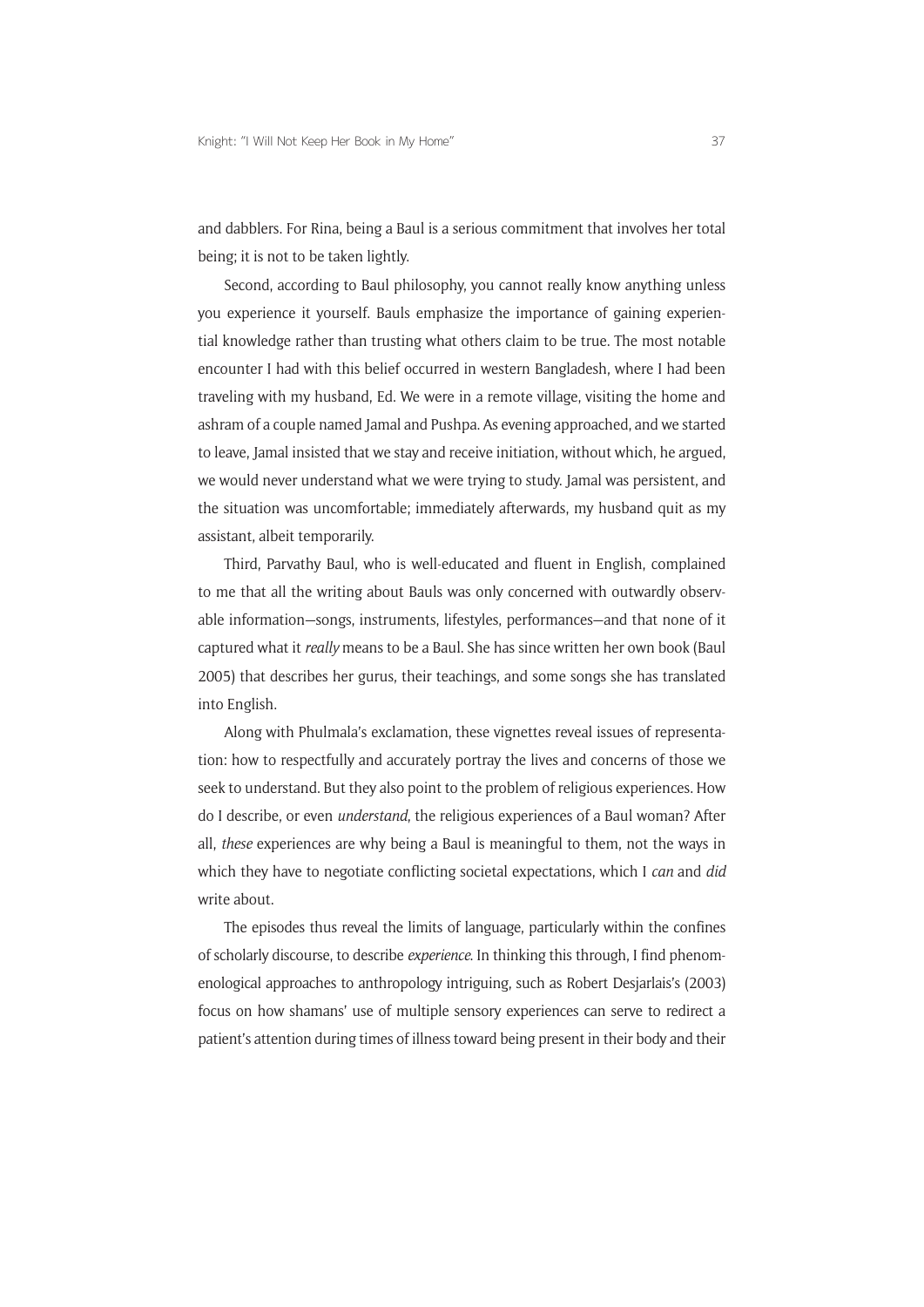and dabblers. For Rina, being a Baul is a serious commitment that involves her total being; it is not to be taken lightly.

Second, according to Baul philosophy, you cannot really know anything unless you experience it yourself. Bauls emphasize the importance of gaining experiential knowledge rather than trusting what others claim to be true. The most notable encounter I had with this belief occurred in western Bangladesh, where I had been traveling with my husband, Ed. We were in a remote village, visiting the home and ashram of a couple named Jamal and Pushpa. As evening approached, and we started to leave, Jamal insisted that we stay and receive initiation, without which, he argued, we would never understand what we were trying to study. Jamal was persistent, and the situation was uncomfortable; immediately afterwards, my husband quit as my assistant, albeit temporarily.

Third, Parvathy Baul, who is well-educated and fluent in English, complained to me that all the writing about Bauls was only concerned with outwardly observable information—songs, instruments, lifestyles, performances—and that none of it captured what it *really* means to be a Baul. She has since written her own book (Baul 2005) that describes her gurus, their teachings, and some songs she has translated into English.

Along with Phulmala's exclamation, these vignettes reveal issues of representation: how to respectfully and accurately portray the lives and concerns of those we seek to understand. But they also point to the problem of religious experiences. How do I describe, or even *understand*, the religious experiences of a Baul woman? After all, *these* experiences are why being a Baul is meaningful to them, not the ways in which they have to negotiate conflicting societal expectations, which I *can* and *did* write about.

The episodes thus reveal the limits of language, particularly within the confines of scholarly discourse, to describe *experience*. In thinking this through, I find phenomenological approaches to anthropology intriguing, such as Robert Desjarlais's (2003) focus on how shamans' use of multiple sensory experiences can serve to redirect a patient's attention during times of illness toward being present in their body and their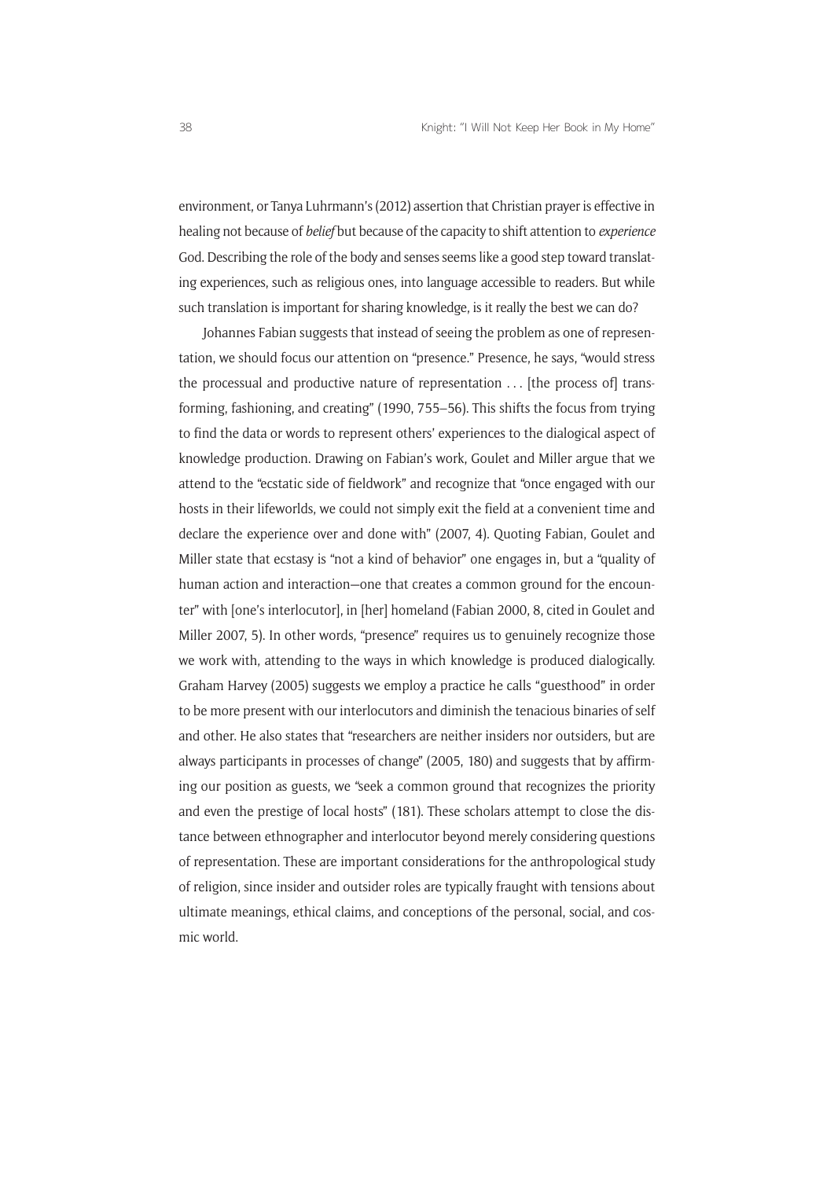environment, or Tanya Luhrmann's (2012) assertion that Christian prayer is effective in healing not because of *belief* but because of the capacity to shift attention to *experience* God. Describing the role of the body and senses seems like a good step toward translating experiences, such as religious ones, into language accessible to readers. But while such translation is important for sharing knowledge, is it really the best we can do?

Johannes Fabian suggests that instead of seeing the problem as one of representation, we should focus our attention on "presence." Presence, he says, "would stress the processual and productive nature of representation . . . [the process of] transforming, fashioning, and creating" (1990, 755–56). This shifts the focus from trying to find the data or words to represent others' experiences to the dialogical aspect of knowledge production. Drawing on Fabian's work, Goulet and Miller argue that we attend to the "ecstatic side of fieldwork" and recognize that "once engaged with our hosts in their lifeworlds, we could not simply exit the field at a convenient time and declare the experience over and done with" (2007, 4). Quoting Fabian, Goulet and Miller state that ecstasy is "not a kind of behavior" one engages in, but a "quality of human action and interaction—one that creates a common ground for the encounter" with [one's interlocutor], in [her] homeland (Fabian 2000, 8, cited in Goulet and Miller 2007, 5). In other words, "presence" requires us to genuinely recognize those we work with, attending to the ways in which knowledge is produced dialogically. Graham Harvey (2005) suggests we employ a practice he calls "guesthood" in order to be more present with our interlocutors and diminish the tenacious binaries of self and other. He also states that "researchers are neither insiders nor outsiders, but are always participants in processes of change" (2005, 180) and suggests that by affirming our position as guests, we "seek a common ground that recognizes the priority and even the prestige of local hosts" (181). These scholars attempt to close the distance between ethnographer and interlocutor beyond merely considering questions of representation. These are important considerations for the anthropological study of religion, since insider and outsider roles are typically fraught with tensions about ultimate meanings, ethical claims, and conceptions of the personal, social, and cosmic world.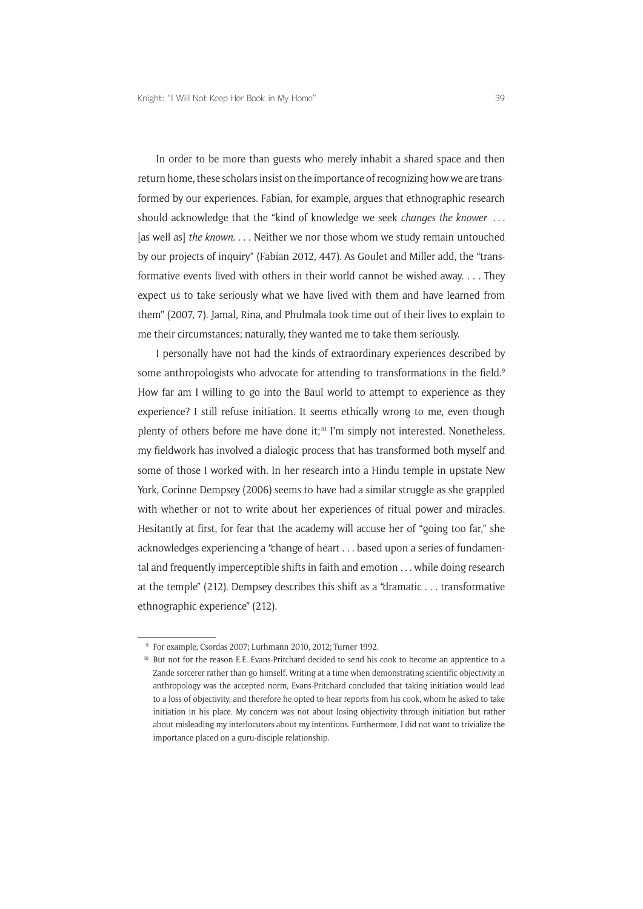In order to be more than guests who merely inhabit a shared space and then return home, these scholars insist on the importance of recognizing how we are transformed by our experiences. Fabian, for example, argues that ethnographic research should acknowledge that the "kind of knowledge we seek *changes the knower* . . . [as well as] *the known*. . . . Neither we nor those whom we study remain untouched by our projects of inquiry" (Fabian 2012, 447). As Goulet and Miller add, the "transformative events lived with others in their world cannot be wished away. . . . They expect us to take seriously what we have lived with them and have learned from them" (2007, 7). Jamal, Rina, and Phulmala took time out of their lives to explain to me their circumstances; naturally, they wanted me to take them seriously.

I personally have not had the kinds of extraordinary experiences described by some anthropologists who advocate for attending to transformations in the field.[9] How far am I willing to go into the Baul world to attempt to experience as they experience? I still refuse initiation. It seems ethically wrong to me, even though plenty of others before me have done it;[10] I'm simply not interested. Nonetheless, my fieldwork has involved a dialogic process that has transformed both myself and some of those I worked with. In her research into a Hindu temple in upstate New York, Corinne Dempsey (2006) seems to have had a similar struggle as she grappled with whether or not to write about her experiences of ritual power and miracles. Hesitantly at first, for fear that the academy will accuse her of "going too far," she acknowledges experiencing a "change of heart . . . based upon a series of fundamental and frequently imperceptible shifts in faith and emotion . . . while doing research at the temple" (212). Dempsey describes this shift as a "dramatic . . . transformative ethnographic experience" (212).

---

[9] For example, Csordas 2007; Lurhmann 2010, 2012; Turner 1992.

[10] But not for the reason E.E. Evans-Pritchard decided to send his cook to become an apprentice to a Zande sorcerer rather than go himself. Writing at a time when demonstrating scientific objectivity in anthropology was the accepted norm, Evans-Pritchard concluded that taking initiation would lead to a loss of objectivity, and therefore he opted to hear reports from his cook, whom he asked to take initiation in his place. My concern was not about losing objectivity through initiation but rather about misleading my interlocutors about my intentions. Furthermore, I did not want to trivialize the importance placed on a guru-disciple relationship.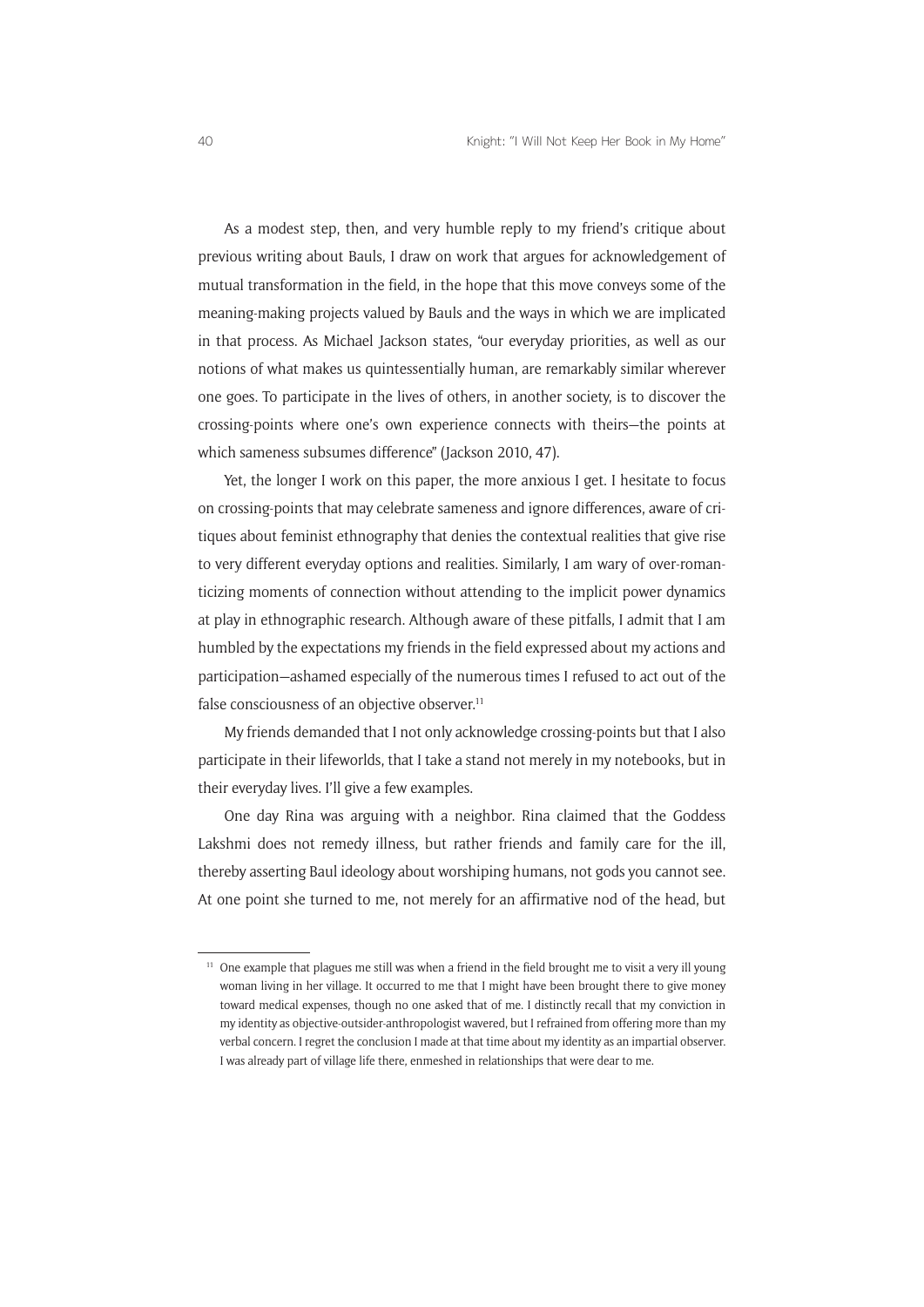As a modest step, then, and very humble reply to my friend's critique about previous writing about Bauls, I draw on work that argues for acknowledgement of mutual transformation in the field, in the hope that this move conveys some of the meaning-making projects valued by Bauls and the ways in which we are implicated in that process. As Michael Jackson states, "our everyday priorities, as well as our notions of what makes us quintessentially human, are remarkably similar wherever one goes. To participate in the lives of others, in another society, is to discover the crossing-points where one's own experience connects with theirs—the points at which sameness subsumes difference" (Jackson 2010, 47).

Yet, the longer I work on this paper, the more anxious I get. I hesitate to focus on crossing-points that may celebrate sameness and ignore differences, aware of critiques about feminist ethnography that denies the contextual realities that give rise to very different everyday options and realities. Similarly, I am wary of over-romanticizing moments of connection without attending to the implicit power dynamics at play in ethnographic research. Although aware of these pitfalls, I admit that I am humbled by the expectations my friends in the field expressed about my actions and participation—ashamed especially of the numerous times I refused to act out of the false consciousness of an objective observer.[11]

My friends demanded that I not only acknowledge crossing-points but that I also participate in their lifeworlds, that I take a stand not merely in my notebooks, but in their everyday lives. I'll give a few examples.

One day Rina was arguing with a neighbor. Rina claimed that the Goddess Lakshmi does not remedy illness, but rather friends and family care for the ill, thereby asserting Baul ideology about worshiping humans, not gods you cannot see. At one point she turned to me, not merely for an affirmative nod of the head, but

[11] One example that plagues me still was when a friend in the field brought me to visit a very ill young woman living in her village. It occurred to me that I might have been brought there to give money toward medical expenses, though no one asked that of me. I distinctly recall that my conviction in my identity as objective-outsider-anthropologist wavered, but I refrained from offering more than my verbal concern. I regret the conclusion I made at that time about my identity as an impartial observer. I was already part of village life there, enmeshed in relationships that were dear to me.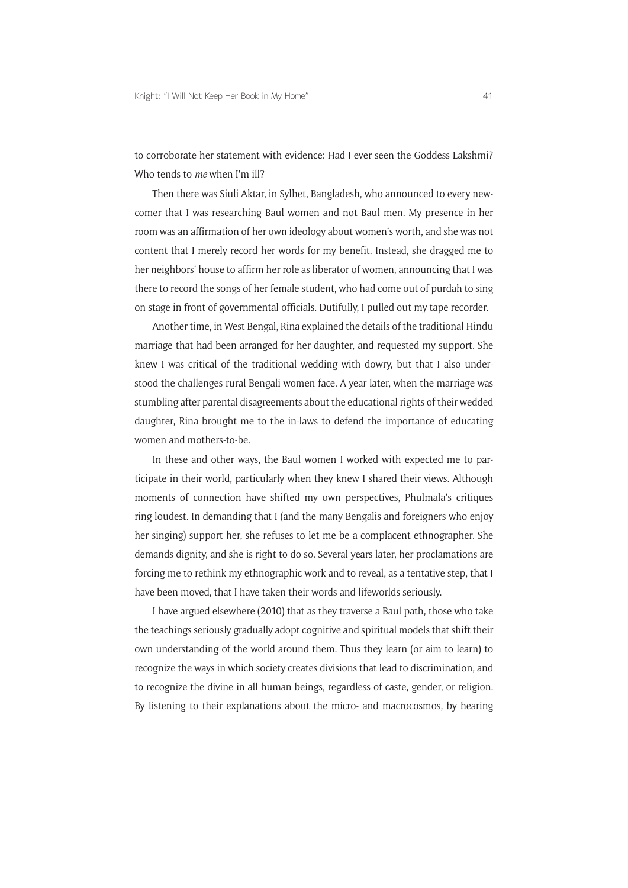to corroborate her statement with evidence: Had I ever seen the Goddess Lakshmi? Who tends to *me* when I'm ill?

Then there was Siuli Aktar, in Sylhet, Bangladesh, who announced to every newcomer that I was researching Baul women and not Baul men. My presence in her room was an affirmation of her own ideology about women's worth, and she was not content that I merely record her words for my benefit. Instead, she dragged me to her neighbors' house to affirm her role as liberator of women, announcing that I was there to record the songs of her female student, who had come out of purdah to sing on stage in front of governmental officials. Dutifully, I pulled out my tape recorder.

Another time, in West Bengal, Rina explained the details of the traditional Hindu marriage that had been arranged for her daughter, and requested my support. She knew I was critical of the traditional wedding with dowry, but that I also understood the challenges rural Bengali women face. A year later, when the marriage was stumbling after parental disagreements about the educational rights of their wedded daughter, Rina brought me to the in-laws to defend the importance of educating women and mothers-to-be.

In these and other ways, the Baul women I worked with expected me to participate in their world, particularly when they knew I shared their views. Although moments of connection have shifted my own perspectives, Phulmala's critiques ring loudest. In demanding that I (and the many Bengalis and foreigners who enjoy her singing) support her, she refuses to let me be a complacent ethnographer. She demands dignity, and she is right to do so. Several years later, her proclamations are forcing me to rethink my ethnographic work and to reveal, as a tentative step, that I have been moved, that I have taken their words and lifeworlds seriously.

I have argued elsewhere (2010) that as they traverse a Baul path, those who take the teachings seriously gradually adopt cognitive and spiritual models that shift their own understanding of the world around them. Thus they learn (or aim to learn) to recognize the ways in which society creates divisions that lead to discrimination, and to recognize the divine in all human beings, regardless of caste, gender, or religion. By listening to their explanations about the micro- and macrocosmos, by hearing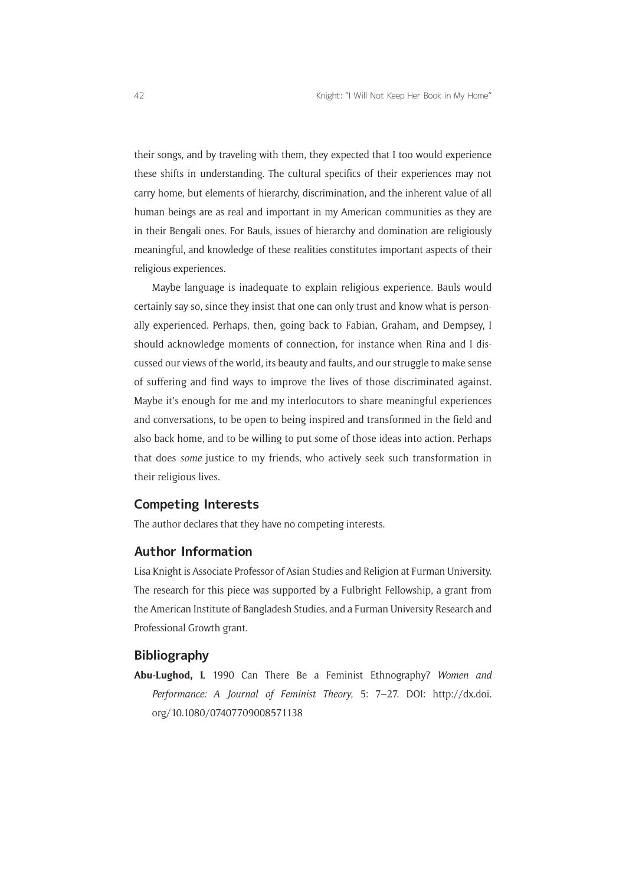their songs, and by traveling with them, they expected that I too would experience these shifts in understanding. The cultural specifics of their experiences may not carry home, but elements of hierarchy, discrimination, and the inherent value of all human beings are as real and important in my American communities as they are in their Bengali ones. For Bauls, issues of hierarchy and domination are religiously meaningful, and knowledge of these realities constitutes important aspects of their religious experiences.

Maybe language is inadequate to explain religious experience. Bauls would certainly say so, since they insist that one can only trust and know what is personally experienced. Perhaps, then, going back to Fabian, Graham, and Dempsey, I should acknowledge moments of connection, for instance when Rina and I discussed our views of the world, its beauty and faults, and our struggle to make sense of suffering and find ways to improve the lives of those discriminated against. Maybe it's enough for me and my interlocutors to share meaningful experiences and conversations, to be open to being inspired and transformed in the field and also back home, and to be willing to put some of those ideas into action. Perhaps that does *some* justice to my friends, who actively seek such transformation in their religious lives.

## Competing Interests

The author declares that they have no competing interests.

## Author Information

Lisa Knight is Associate Professor of Asian Studies and Religion at Furman University. The research for this piece was supported by a Fulbright Fellowship, a grant from the American Institute of Bangladesh Studies, and a Furman University Research and Professional Growth grant.

## Bibliography

**Abu-Lughod, L** 1990 Can There Be a Feminist Ethnography? *Women and Performance: A Journal of Feminist Theory*, 5: 7–27. DOI: http://dx.doi.org/10.1080/07407709008571138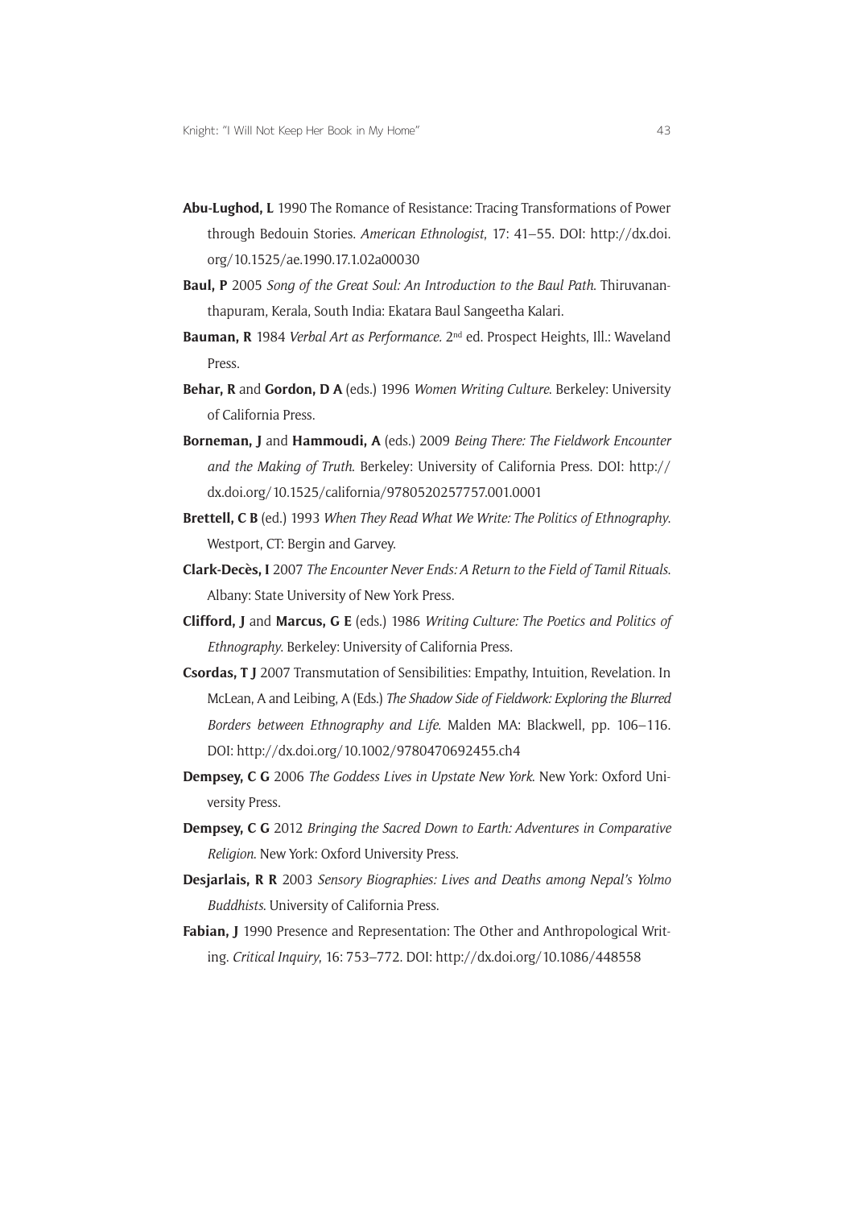**Abu-Lughod, L** 1990 The Romance of Resistance: Tracing Transformations of Power through Bedouin Stories. *American Ethnologist*, 17: 41–55. DOI: http://dx.doi.org/10.1525/ae.1990.17.1.02a00030

**Baul, P** 2005 *Song of the Great Soul: An Introduction to the Baul Path*. Thiruvananthapuram, Kerala, South India: Ekatara Baul Sangeetha Kalari.

**Bauman, R** 1984 *Verbal Art as Performance*. 2nd ed. Prospect Heights, Ill.: Waveland Press.

**Behar, R** and **Gordon, D A** (eds.) 1996 *Women Writing Culture*. Berkeley: University of California Press.

**Borneman, J** and **Hammoudi, A** (eds.) 2009 *Being There: The Fieldwork Encounter and the Making of Truth*. Berkeley: University of California Press. DOI: http://dx.doi.org/10.1525/california/9780520257757.001.0001

**Brettell, C B** (ed.) 1993 *When They Read What We Write: The Politics of Ethnography*. Westport, CT: Bergin and Garvey.

**Clark-Decès, I** 2007 *The Encounter Never Ends: A Return to the Field of Tamil Rituals*. Albany: State University of New York Press.

**Clifford, J** and **Marcus, G E** (eds.) 1986 *Writing Culture: The Poetics and Politics of Ethnography*. Berkeley: University of California Press.

**Csordas, T J** 2007 Transmutation of Sensibilities: Empathy, Intuition, Revelation. In McLean, A and Leibing, A (Eds.) *The Shadow Side of Fieldwork: Exploring the Blurred Borders between Ethnography and Life*. Malden MA: Blackwell, pp. 106–116. DOI: http://dx.doi.org/10.1002/9780470692455.ch4

**Dempsey, C G** 2006 *The Goddess Lives in Upstate New York*. New York: Oxford University Press.

**Dempsey, C G** 2012 *Bringing the Sacred Down to Earth: Adventures in Comparative Religion*. New York: Oxford University Press.

**Desjarlais, R R** 2003 *Sensory Biographies: Lives and Deaths among Nepal's Yolmo Buddhists*. University of California Press.

**Fabian, J** 1990 Presence and Representation: The Other and Anthropological Writing. *Critical Inquiry*, 16: 753–772. DOI: http://dx.doi.org/10.1086/448558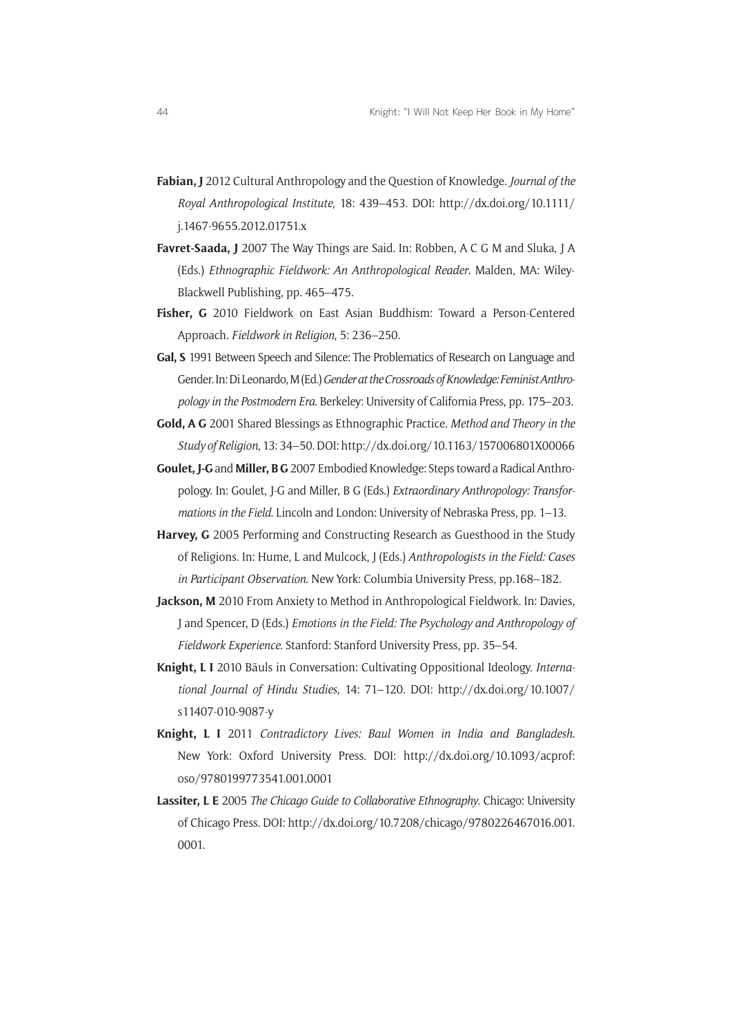**Fabian, J** 2012 Cultural Anthropology and the Question of Knowledge. *Journal of the Royal Anthropological Institute*, 18: 439–453. DOI: http://dx.doi.org/10.1111/j.1467-9655.2012.01751.x

**Favret-Saada, J** 2007 The Way Things are Said. In: Robben, A C G M and Sluka, J A (Eds.) *Ethnographic Fieldwork: An Anthropological Reader*. Malden, MA: Wiley-Blackwell Publishing, pp. 465–475.

**Fisher, G** 2010 Fieldwork on East Asian Buddhism: Toward a Person-Centered Approach. *Fieldwork in Religion*, 5: 236–250.

**Gal, S** 1991 Between Speech and Silence: The Problematics of Research on Language and Gender. In: Di Leonardo, M (Ed.) *Gender at the Crossroads of Knowledge: Feminist Anthropology in the Postmodern Era*. Berkeley: University of California Press, pp. 175–203.

**Gold, A G** 2001 Shared Blessings as Ethnographic Practice. *Method and Theory in the Study of Religion*, 13: 34–50. DOI: http://dx.doi.org/10.1163/157006801X00066

**Goulet, J-G** and **Miller, B G** 2007 Embodied Knowledge: Steps toward a Radical Anthropology. In: Goulet, J-G and Miller, B G (Eds.) *Extraordinary Anthropology: Transformations in the Field*. Lincoln and London: University of Nebraska Press, pp. 1–13.

**Harvey, G** 2005 Performing and Constructing Research as Guesthood in the Study of Religions. In: Hume, L and Mulcock, J (Eds.) *Anthropologists in the Field: Cases in Participant Observation*. New York: Columbia University Press, pp.168–182.

**Jackson, M** 2010 From Anxiety to Method in Anthropological Fieldwork. In: Davies, J and Spencer, D (Eds.) *Emotions in the Field: The Psychology and Anthropology of Fieldwork Experience*. Stanford: Stanford University Press, pp. 35–54.

**Knight, L I** 2010 Bāuls in Conversation: Cultivating Oppositional Ideology. *International Journal of Hindu Studies*, 14: 71–120. DOI: http://dx.doi.org/10.1007/s11407-010-9087-y

**Knight, L I** 2011 *Contradictory Lives: Baul Women in India and Bangladesh*. New York: Oxford University Press. DOI: http://dx.doi.org/10.1093/acprof:oso/9780199773541.001.0001

**Lassiter, L E** 2005 *The Chicago Guide to Collaborative Ethnography*. Chicago: University of Chicago Press. DOI: http://dx.doi.org/10.7208/chicago/9780226467016.001.0001.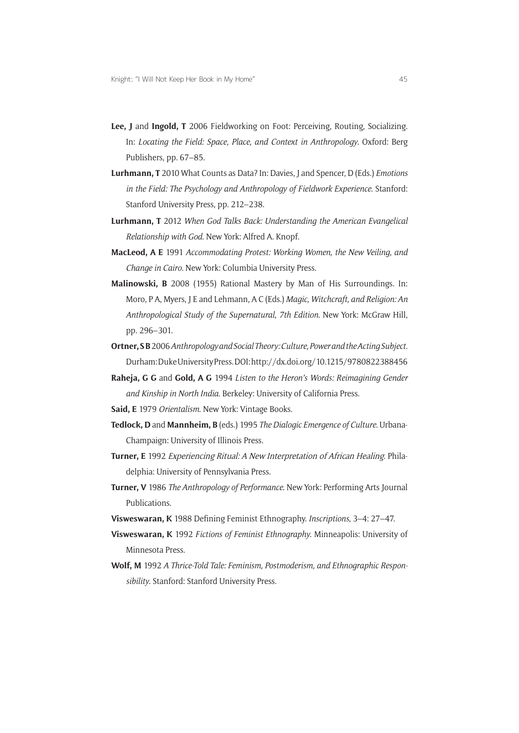**Lee, J** and **Ingold, T** 2006 Fieldworking on Foot: Perceiving, Routing, Socializing. In: *Locating the Field: Space, Place, and Context in Anthropology*. Oxford: Berg Publishers, pp. 67–85.

**Lurhmann, T** 2010 What Counts as Data? In: Davies, J and Spencer, D (Eds.) *Emotions in the Field: The Psychology and Anthropology of Fieldwork Experience*. Stanford: Stanford University Press, pp. 212–238.

**Lurhmann, T** 2012 *When God Talks Back: Understanding the American Evangelical Relationship with God*. New York: Alfred A. Knopf.

**MacLeod, A E** 1991 *Accommodating Protest: Working Women, the New Veiling, and Change in Cairo*. New York: Columbia University Press.

**Malinowski, B** 2008 (1955) Rational Mastery by Man of His Surroundings. In: Moro, P A, Myers, J E and Lehmann, A C (Eds.) *Magic, Witchcraft, and Religion: An Anthropological Study of the Supernatural, 7th Edition*. New York: McGraw Hill, pp. 296–301.

**Ortner, S B** 2006 *Anthropology and Social Theory: Culture, Power and the Acting Subject*. Durham: Duke University Press. DOI: http://dx.doi.org/10.1215/9780822388456

**Raheja, G G** and **Gold, A G** 1994 *Listen to the Heron's Words: Reimagining Gender and Kinship in North India*. Berkeley: University of California Press.

**Said, E** 1979 *Orientalism*. New York: Vintage Books.

**Tedlock, D** and **Mannheim, B** (eds.) 1995 *The Dialogic Emergence of Culture*. Urbana-Champaign: University of Illinois Press.

**Turner, E** 1992 *Experiencing Ritual: A New Interpretation of African Healing*. Philadelphia: University of Pennsylvania Press.

**Turner, V** 1986 *The Anthropology of Performance*. New York: Performing Arts Journal Publications.

**Visweswaran, K** 1988 Defining Feminist Ethnography. *Inscriptions*, 3–4: 27–47.

**Visweswaran, K** 1992 *Fictions of Feminist Ethnography*. Minneapolis: University of Minnesota Press.

**Wolf, M** 1992 *A Thrice-Told Tale: Feminism, Postmoderism, and Ethnographic Responsibility*. Stanford: Stanford University Press.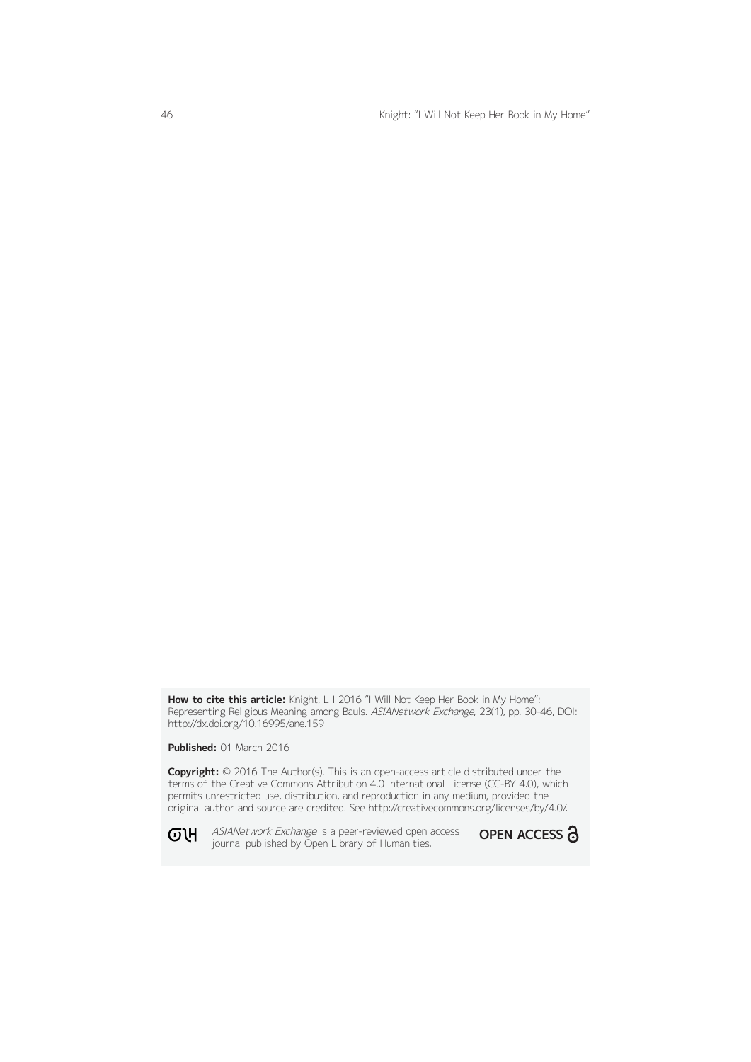**How to cite this article:** Knight, L I 2016 "I Will Not Keep Her Book in My Home": Representing Religious Meaning among Bauls. *ASIANetwork Exchange*, 23(1), pp. 30–46, DOI: http://dx.doi.org/10.16995/ane.159

**Published:** 01 March 2016

**Copyright:** © 2016 The Author(s). This is an open-access article distributed under the terms of the Creative Commons Attribution 4.0 International License (CC-BY 4.0), which permits unrestricted use, distribution, and reproduction in any medium, provided the original author and source are credited. See http://creativecommons.org/licenses/by/4.0/.

*ASIANetwork Exchange* is a peer-reviewed open access journal published by Open Library of Humanities.

OPEN ACCESS